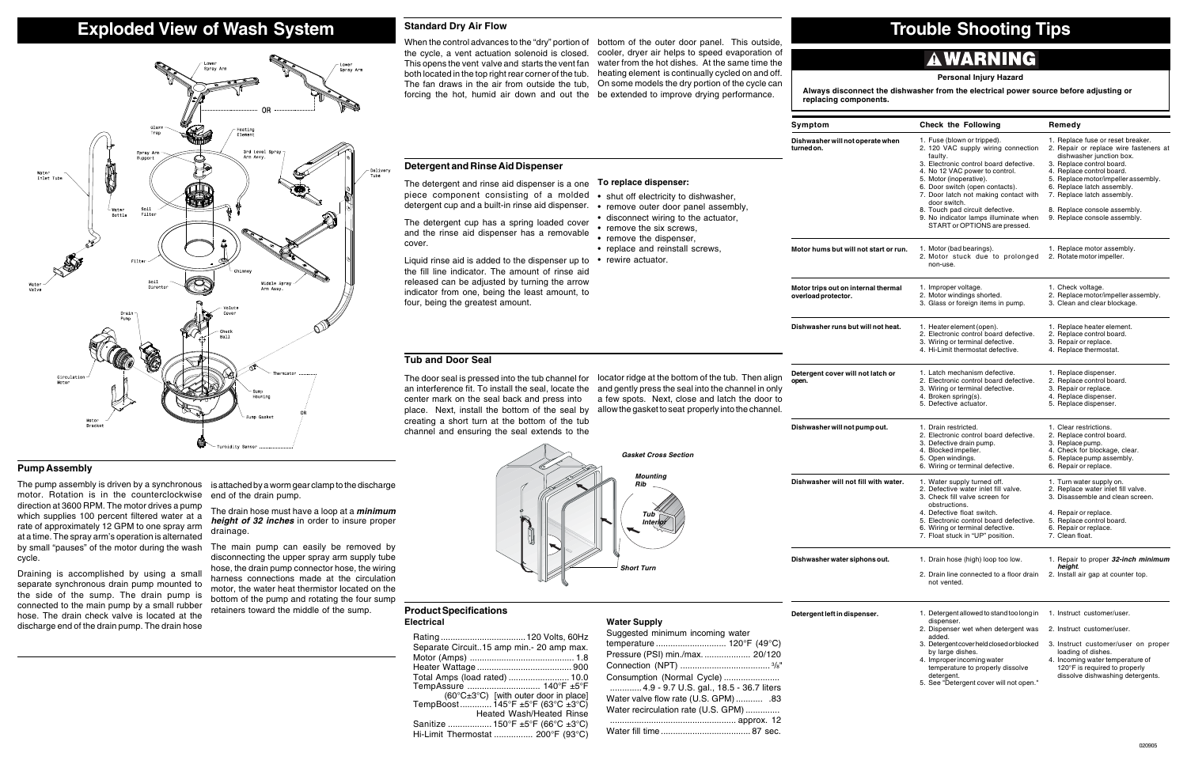# Exploded View of Wash System

Lower Spray Arm — OR — Lower Spray Arm

Glass Trap, Heating Element, Spray Arm Support, 3rd Level Spray Arm Assy., Delivery Tube, Water Inlet Tube, Water Bottle, Soil Filter, Filter, Chimney, Water Valve, Soil Director, Middle Spray Arm Assy., Volute Cover, Drain Pump, Check Ball, Circulation Motor, Thermistor, Sump Housing, Motor Bracket, Sump Gasket, OR, Turbidity Sensor

## Pump Assembly

The pump assembly is driven by a synchronous motor. Rotation is in the counterclockwise direction at 3600 RPM. The motor drives a pump which supplies 100 percent filtered water at a rate of approximately 12 GPM to one spray arm at a time. The spray arm's operation is alternated by small "pauses" of the motor during the wash cycle.

Draining is accomplished by using a small separate synchronous drain pump mounted to the side of the sump. The drain pump is connected to the main pump by a small rubber hose. The drain check valve is located at the discharge end of the drain pump. The drain hose is attached by a worm gear clamp to the discharge end of the drain pump.

The drain hose must have a loop at a ***minimum height of 32 inches*** in order to insure proper drainage.

The main pump can easily be removed by disconnecting the upper spray arm supply tube hose, the drain pump connector hose, the wiring harness connections made at the circulation motor, the water heat thermistor located on the bottom of the pump and rotating the four sump retainers toward the middle of the sump.

## Standard Dry Air Flow

When the control advances to the "dry" portion of the cycle, a vent actuation solenoid is closed. This opens the vent valve and starts the vent fan both located in the top right rear corner of the tub. The fan draws in the air from outside the tub, forcing the hot, humid air down and out the bottom of the outer door panel. This outside, cooler, dryer air helps to speed evaporation of water from the hot dishes. At the same time the heating element is continually cycled on and off. On some models the dry portion of the cycle can be extended to improve drying performance.

## Detergent and Rinse Aid Dispenser

The detergent and rinse aid dispenser is a one piece component consisting of a molded detergent cup and a built-in rinse aid dispenser.

The detergent cup has a spring loaded cover and the rinse aid dispenser has a removable cover.

Liquid rinse aid is added to the dispenser up to the fill line indicator. The amount of rinse aid released can be adjusted by turning the arrow indicator from one, being the least amount, to four, being the greatest amount.

**To replace dispenser:**

- shut off electricity to dishwasher,
- remove outer door panel assembly,
- disconnect wiring to the actuator,
- remove the six screws,
- remove the dispenser,
- replace and reinstall screws,
- rewire actuator.

## Tub and Door Seal

The door seal is pressed into the tub channel for an interference fit. To install the seal, locate the center mark on the seal back and press into place. Next, install the bottom of the seal by creating a short turn at the bottom of the tub channel and ensuring the seal extends to the locator ridge at the bottom of the tub. Then align and gently press the seal into the channel in only a few spots. Next, close and latch the door to allow the gasket to seat properly into the channel.

*Gasket Cross Section*

*Mounting Rib*

*Tub Interior*

*Short Turn*

## Product Specifications

### Electrical

Rating .................................. 120 Volts, 60Hz
Separate Circuit..15 amp min.- 20 amp max.
Motor (Amps) .......................................... 1.8
Heater Wattage ....................................... 900
Total Amps (load rated) ......................... 10.0
TempAssure .............................. 140°F ±5°F
(60°C±3°C) [with outer door in place]
TempBoost ............. 145°F ±5°F (63°C ±3°C)
Heated Wash/Heated Rinse
Sanitize .................. 150°F ±5°F (66°C ±3°C)
Hi-Limit Thermostat ................ 200°F (93°C)

### Water Supply

Suggested minimum incoming water temperature ............................. 120°F (49°C)
Pressure (PSI) min./max. ................... 20/120
Connection (NPT) ..................................... 3/8"
Consumption (Normal Cycle) .......................
............ 4.9 - 9.7 U.S. gal., 18.5 - 36.7 liters
Water valve flow rate (U.S. GPM) ........... .83
Water recirculation rate (U.S. GPM) .............
................................................... approx. 12
Water fill time ..................................... 87 sec.

# Trouble Shooting Tips

**⚠ WARNING**

**Personal Injury Hazard**

**Always disconnect the dishwasher from the electrical power source before adjusting or replacing components.**

| Symptom | Check the Following | Remedy |
|---|---|---|
| **Dishwasher will not operate when turned on.** | 1. Fuse (blown or tripped).<br>2. 120 VAC supply wiring connection faulty.<br>3. Electronic control board defective.<br>4. No 12 VAC power to control.<br>5. Motor (inoperative).<br>6. Door switch (open contacts).<br>7. Door latch not making contact with door switch.<br>8. Touch pad circuit defective.<br>9. No indicator lamps illuminate when START or OPTIONS are pressed. | 1. Replace fuse or reset breaker.<br>2. Repair or replace wire fasteners at dishwasher junction box.<br>3. Replace control board.<br>4. Replace control board.<br>5. Replace motor/impeller assembly.<br>6. Replace latch assembly.<br>7. Replace latch assembly.<br>8. Replace console assembly.<br>9. Replace console assembly. |
| **Motor hums but will not start or run.** | 1. Motor (bad bearings).<br>2. Motor stuck due to prolonged non-use. | 1. Replace motor assembly.<br>2. Rotate motor impeller. |
| **Motor trips out on internal thermal overload protector.** | 1. Improper voltage.<br>2. Motor windings shorted.<br>3. Glass or foreign items in pump. | 1. Check voltage.<br>2. Replace motor/impeller assembly.<br>3. Clean and clear blockage. |
| **Dishwasher runs but will not heat.** | 1. Heater element (open).<br>2. Electronic control board defective.<br>3. Wiring or terminal defective.<br>4. Hi-Limit thermostat defective. | 1. Replace heater element.<br>2. Replace control board.<br>3. Repair or replace.<br>4. Replace thermostat. |
| **Detergent cover will not latch or open.** | 1. Latch mechanism defective.<br>2. Electronic control board defective.<br>3. Wiring or terminal defective.<br>4. Broken spring(s).<br>5. Defective actuator. | 1. Replace dispenser.<br>2. Replace control board.<br>3. Repair or replace.<br>4. Replace dispenser.<br>5. Replace dispenser. |
| **Dishwasher will not pump out.** | 1. Drain restricted.<br>2. Electronic control board defective.<br>3. Defective drain pump.<br>4. Blocked impeller.<br>5. Open windings.<br>6. Wiring or terminal defective. | 1. Clear restrictions.<br>2. Replace control board.<br>3. Replace pump.<br>4. Check for blockage, clear.<br>5. Replace pump assembly.<br>6. Repair or replace. |
| **Dishwasher will not fill with water.** | 1. Water supply turned off.<br>2. Defective water inlet fill valve.<br>3. Check fill valve screen for obstructions.<br>4. Defective float switch.<br>5. Electronic control board defective.<br>6. Wiring or terminal defective.<br>7. Float stuck in "UP" position. | 1. Turn water supply on.<br>2. Replace water inlet fill valve.<br>3. Disassemble and clean screen.<br>4. Repair or replace.<br>5. Replace control board.<br>6. Repair or replace.<br>7. Clean float. |
| **Dishwasher water siphons out.** | 1. Drain hose (high) loop too low.<br>2. Drain line connected to a floor drain not vented. | 1. Repair to proper ***32-inch minimum height***.<br>2. Install air gap at counter top. |
| **Detergent left in dispenser.** | 1. Detergent allowed to stand too long in dispenser.<br>2. Dispenser wet when detergent was added.<br>3. Detergent cover held closed or blocked by large dishes.<br>4. Improper incoming water temperature to properly dissolve detergent.<br>5. See "Detergent cover will not open." | 1. Instruct customer/user.<br>2. Instruct customer/user.<br>3. Instruct customer/user on proper loading of dishes.<br>4. Incoming water temperature of 120°F is required to properly dissolve dishwashing detergents. |

020905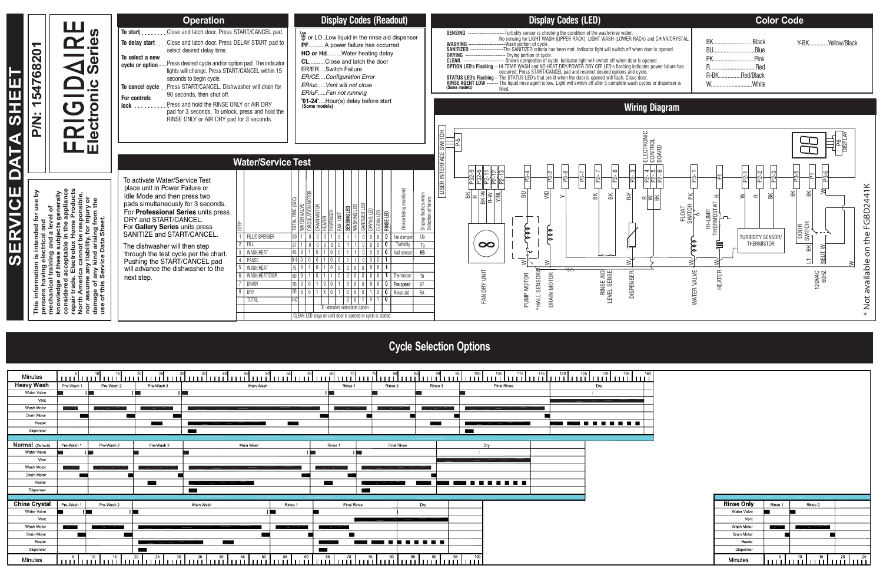# SERVICE DATA SHEET

## P/N: 154768201

## FRIGIDAIRE Electronic Series

**This information is intended for use by persons having electrical and mechanical training and a level of knowledge of these subjects generally considered acceptable in the appliance repair trade. Electrolux Home Products North America cannot be responsible, nor assume any liability, for injury or damage of any kind arising from the use of this Service Data Sheet.**

## Operation

**To start** ........ Close and latch door. Press START/CANCEL pad.

**To delay start** .... Close and latch door. Press DELAY START pad to select desired delay time.

**To select a new cycle or option** ... Press desired cycle and/or option pad. The indicator lights will change. Press START/CANCEL within 15 seconds to begin cycle.

**To cancel cycle** .. Press START/CANCEL. Dishwasher will drain for 90 seconds, then shut off.

**For controls lock** ........... Press and hold the RINSE ONLY or AIR DRY pad for 3 seconds. To unlock, press and hold the RINSE ONLY or AIR DRY pad for 3 seconds.

## Display Codes (Readout)

- or LO..Low liquid in the rinse aid dispenser
- **PF**..........A power failure has occurred
- **HO or Hd**.........Water heating delay
- **CL**..........Close and latch the door
- ER/ER....Switch Failure
- *ER/CE....Configuration Error*
- *ER/uo.....Vent will not close*
- *ER/uF.....Fan not running*
- **'01-24'**....Hour(s) delay before start (Some models)

## Display Codes (LED)

- **SENSING** ---------------------Turbidity sensor is checking the condition of the wash/rinse water. No sensing for LIGHT WASH (UPPER RACK), LIGHT WASH (LOWER RACK) and CHINA/CRYSTAL.
- **WASHING** ----------------------Wash portion of cycle.
- **SANITIZED** ----------------------The SANITIZED criteria has been met. Indicator light will switch off when door is opened.
- **DRYING** ----------------------- Drying portion of cycle.
- **CLEAN** ----------------------- Shows completion of cycle. Indicator light will switch off when door is opened.
- **OPTION LED's Flashing** -- HI-TEMP WASH and NO HEAT DRY/POWER DRY OFF LED's flashing indicates power failure has occurred. Press START/CANCEL pad and reselect desired options and cycle.
- **STATUS LED's Flashing** -- The STATUS LED's that are lit when the door is opened will flash. Close door.
- **RINSE AGENT LOW** ------- The liquid rinse agent is low. Light will switch off after 5 complete wash cycles or dispenser is filled. (Some models)

## Color Code

| | | | |
|---|---|---|---|
| BK | Black | Y-BK | Yellow/Black |
| BU | Blue | | |
| PK | Pink | | |
| R | Red | | |
| R-BK | Red/Black | | |
| W | White | | |

## Water/Service Test

To activate Water/Service Test place unit in Power Failure or Idle Mode and then press two pads simultaneously for 3 seconds.
For **Professional Series** units press DRY and START/CANCEL.
For **Gallery Series** units press SANITIZE and START/CANCEL.

The dishwasher will then step through the test cycle per the chart. Pushing the START/CANCEL pad will advance the dishwasher to the next step.

| STEP | | TOTAL TIME (SEC) | WATER VALVE | CIRCULATION MOTOR | DRAIN MOTOR | HEATER | DISPENSER | FAN UNIT | SENSING LED | WASHING LED | SANITIZED LED | DRYING LED | CLEAN LED | RINSE LED | Device being monitored | Display flashes when Detection of failure |
|---|---|---|---|---|---|---|---|---|---|---|---|---|---|---|---|---|
| 1 | FILL/DISPENSER | 60 | 1 | 0 | 0 | 0 | 1 | 0 | 1 | 1 | 0 | 0 | 0 | 0 | Fan damper | Uo |
| 2 | FILL | 27 | 1 | 0 | 0 | 0 | 0 | 0 | 1 | 1 | 0 | 0 | 0 | 0 | Turbidity | Tu |
| 3 | WASH/HEAT | 45 | 0 | 1 | 0 | 1 | 0 | 0 | 1 | 1 | 0 | 0 | 0 | 0 | Hall sensor | HS |
| 4 | PAUSE | 0.4 | 0 | 0 | 0 | 1 | 0 | 0 | 1 | 1 | 0 | 0 | 0 | 1 | | |
| 5 | WASH/HEAT | 75 | 0 | 1 | 0 | 1 | 0 | 0 | 0 | 0 | 0 | 0 | 0 | 1 | | |
| 6 | WASH/HEAT/DISP. | 60 | 0 | 1 | 0 | 1 | 1 | 0 | 0 | 0 | 0 | 0 | 0 | 1 | Thermistor | Th |
| 7 | DRAIN | 90 | 0 | 0 | 1 | 0 | 0 | 1 | 0 | 0 | 0 | 0 | 0 | 0 | Fan speed | UF |
| 8 | DRY | 90 | 0 | 0 | 1 | X | 0 | 1 | 0 | 0 | 0 | 1 | 0 | 0 | Rinse aid | RA |
| | TOTAL | 447 | | | | | | | | 0 | 0 | 1 | 0 | 0 | | |

X - denotes selectable option

CLEAN LED stays on until door is opened or cycle is started.

## Wiring Diagram

USER INTERFACE SWITCH  P-5

ELECTRONIC CONTROL BOARD

P6 DISPLAY

P32-9, P32-6, P2-11, P2-12, P2-13, P3-4, P3-2, P3-8, P3-7, P2-7, P2-8, P3-3, P2-4, P2-5, P2-6, P3-1, P1, P2-1, P2-2, P2-3, P3-5, P1, P3-6

BK, R, BK-W, R-W, Y/BL, BU, VIO, Y, BK, BK, R-Y, R, W, BK, PK, R, W, R, BK, BK, BK, W

FAN DRY UNIT

PUMP MOTOR

*HALL SENSOR

DRAIN MOTOR

RINSE AID LEVEL SENSE

DISPENSER

FLOAT SWITCH

WATER VALVE

HI-LIMIT THERMOSTAT

HEATER

TURBIDITY SENSOR/ THERMISTOR

DOOR SWITCH

L1 BK  NEUT W

120VAC 60HZ

\* Not available on the FGBD2441K

## Cycle Selection Options

**Heavy Wash**: Pre-Wash 1, Pre-Wash 2, Pre-Wash 3, Main Wash, Rinse 1, Rinse 2, Rinse 3, Final Rinse, Dry

Water Valve
Vent
Wash Motor
Drain Motor
Heater
Dispenser

**Normal** (Default): Pre-Wash 1, Pre-Wash 2, Pre-Wash 3, Main Wash, Rinse 1, Final Rinse, Dry

Water Valve
Vent
Wash Motor
Drain Motor
Heater
Dispenser

**China Crystal**: Pre-Wash 1, Pre-Wash 2, Main Wash, Rinse 1, Final Rinse, Dry

Water Valve
Vent
Wash Motor
Drain Motor
Heater
Dispenser

**Rinse Only**: Rinse 1, Rinse 2

Water Valve
Vent
Wash Motor
Drain Motor
Heater
Dispenser

Minutes: 5 10 15 20 25 30 35 40 45 50 55 60 65 70 75 80 85 90 95 100 105 110 115 120 125 130 135 140